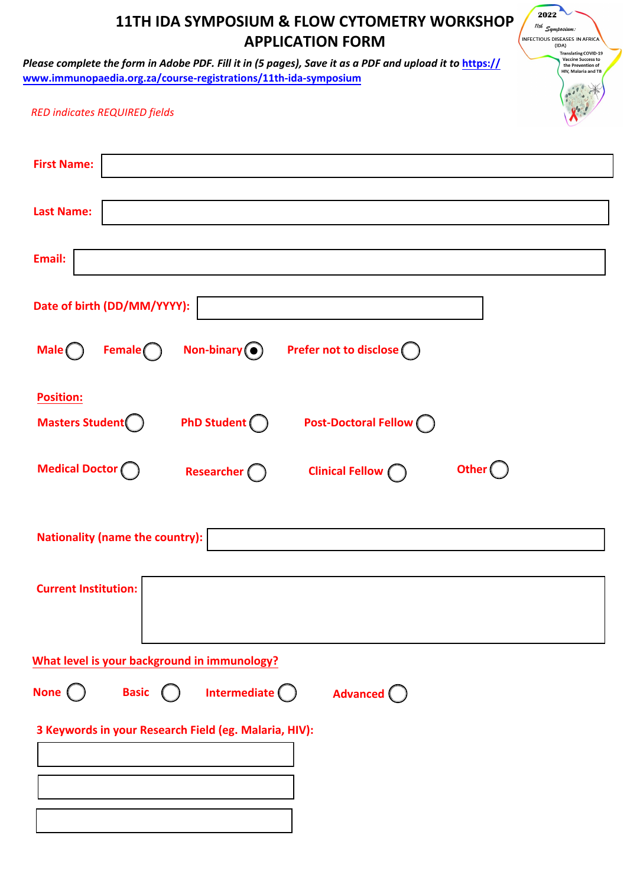# 11TH IDA SYMPOSIUM & FLOW CYTOMETRY WORKSHOP APPLICATION FORM

*Please complete the form in Adobe PDF. Fill it in (5 pages), Save it as a PDF and upload it to* [https://www.immunopaedia.org.za/course-registrations/11th-ida-symposium](https://www.immunopaedia.org.za/course-registrations/11th-ida-symposium)

*RED indicates REQUIRED fields*

**First Name:** \_\_\_\_\_\_\_\_\_\_\_\_\_\_\_\_\_\_\_\_

**Last Name:** \_\_\_\_\_\_\_\_\_\_\_\_\_\_\_\_\_\_\_\_

**Email:** \_\_\_\_\_\_\_\_\_\_\_\_\_\_\_\_\_\_\_\_

**Date of birth (DD/MM/YYYY):** \_\_\_\_\_\_\_\_\_\_\_\_\_\_\_\_\_\_\_\_

- [ ] Male
- [ ] Female
- [x] Non-binary
- [ ] Prefer not to disclose

**Position:**

- [ ] Masters Student
- [ ] PhD Student
- [ ] Post-Doctoral Fellow
- [ ] Medical Doctor
- [ ] Researcher
- [ ] Clinical Fellow
- [ ] Other

**Nationality (name the country):** \_\_\_\_\_\_\_\_\_\_\_\_\_\_\_\_\_\_\_\_

**Current Institution:** \_\_\_\_\_\_\_\_\_\_\_\_\_\_\_\_\_\_\_\_

**What level is your background in immunology?**

- [ ] None
- [ ] Basic
- [ ] Intermediate
- [ ] Advanced

**3 Keywords in your Research Field (eg. Malaria, HIV):**

1. \_\_\_\_\_\_\_\_\_\_\_\_\_\_\_\_\_\_\_\_
2. \_\_\_\_\_\_\_\_\_\_\_\_\_\_\_\_\_\_\_\_
3. \_\_\_\_\_\_\_\_\_\_\_\_\_\_\_\_\_\_\_\_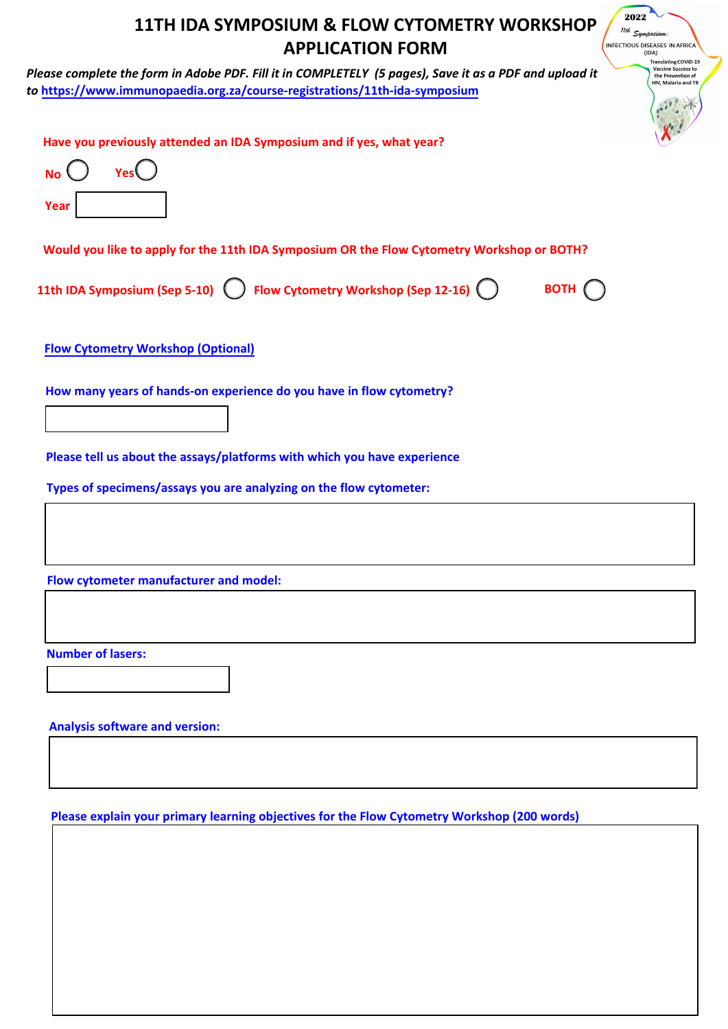# 11TH IDA SYMPOSIUM & FLOW CYTOMETRY WORKSHOP APPLICATION FORM

*Please complete the form in Adobe PDF. Fill it in COMPLETELY (5 pages), Save it as a PDF and upload it to https://www.immunopaedia.org.za/course-registrations/11th-ida-symposium*

2022 11th Symposium: INFECTIOUS DISEASES IN AFRICA (IDA) Translating COVID-19 Vaccine Success to the Prevention of HIV, Malaria and TB

**Have you previously attended an IDA Symposium and if yes, what year?**

No ◯ Yes ◯

Year ______

**Would you like to apply for the 11th IDA Symposium OR the Flow Cytometry Workshop or BOTH?**

11th IDA Symposium (Sep 5-10) ◯ Flow Cytometry Workshop (Sep 12-16) ◯ BOTH ◯

**Flow Cytometry Workshop (Optional)**

**How many years of hands-on experience do you have in flow cytometry?**

______

**Please tell us about the assays/platforms with which you have experience**

**Types of specimens/assays you are analyzing on the flow cytometer:**

______

**Flow cytometer manufacturer and model:**

______

**Number of lasers:**

______

**Analysis software and version:**

______

**Please explain your primary learning objectives for the Flow Cytometry Workshop (200 words)**

______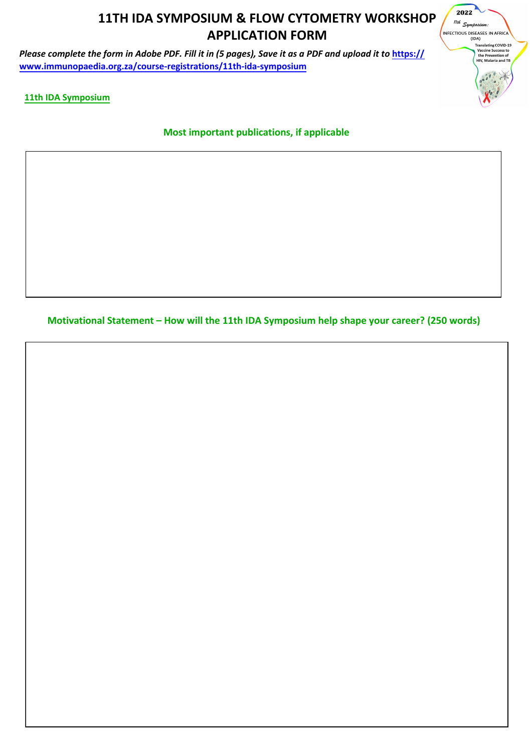# 11TH IDA SYMPOSIUM & FLOW CYTOMETRY WORKSHOP APPLICATION FORM

***Please complete the form in Adobe PDF. Fill it in (5 pages), Save it as a PDF and upload it to [https://www.immunopaedia.org.za/course-registrations/11th-ida-symposium](https://www.immunopaedia.org.za/course-registrations/11th-ida-symposium)***

**11th IDA Symposium**

## Most important publications, if applicable

## Motivational Statement – How will the 11th IDA Symposium help shape your career? (250 words)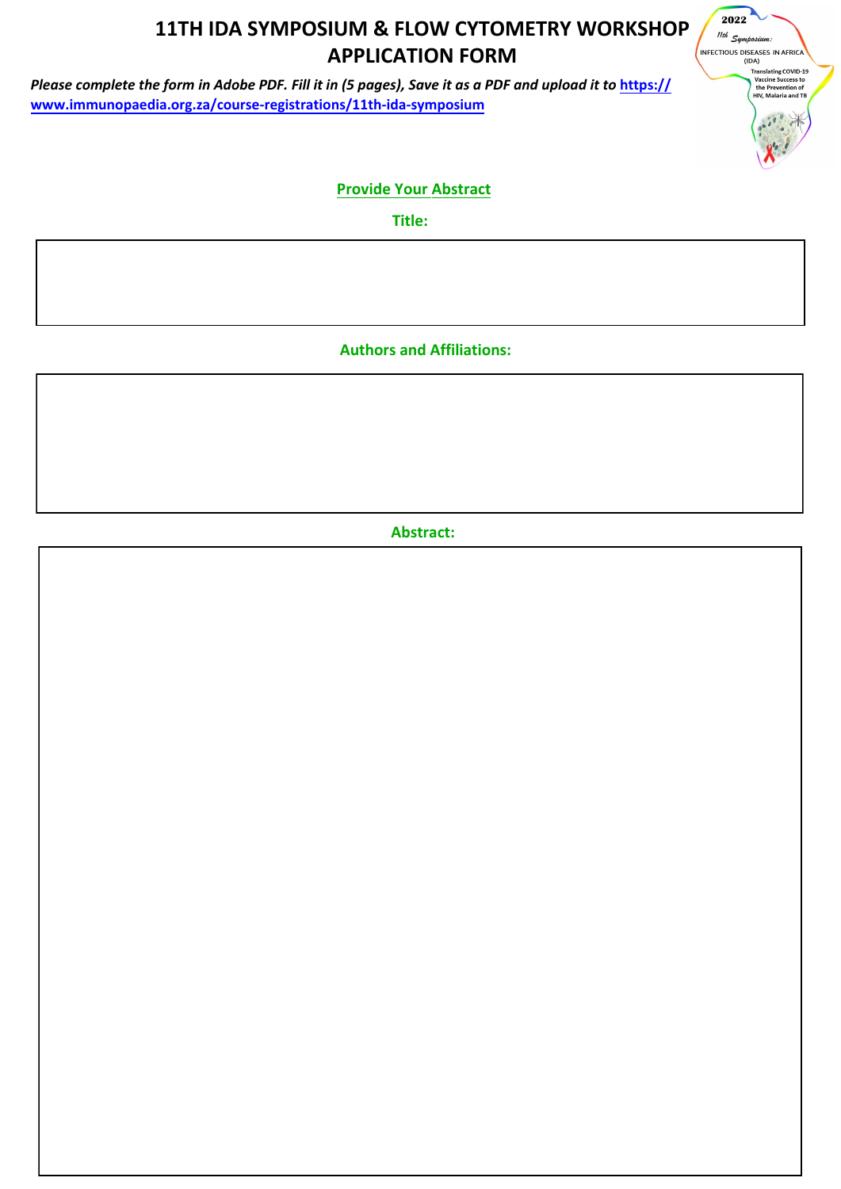# 11TH IDA SYMPOSIUM & FLOW CYTOMETRY WORKSHOP APPLICATION FORM

*Please complete the form in Adobe PDF. Fill it in (5 pages), Save it as a PDF and upload it to* **https://www.immunopaedia.org.za/course-registrations/11th-ida-symposium**

## Provide Your Abstract

**Title:**

**Authors and Affiliations:**

**Abstract:**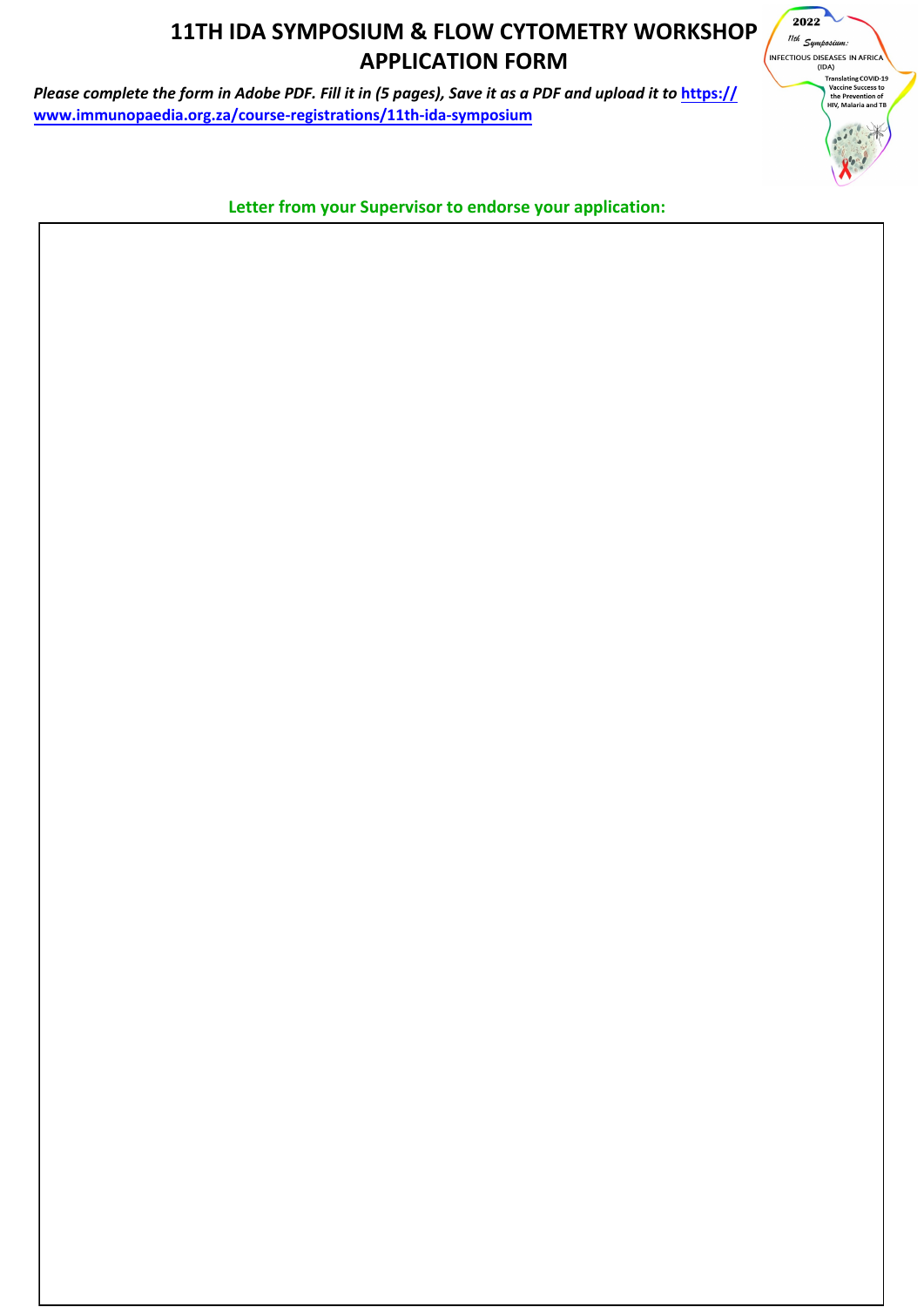# 11TH IDA SYMPOSIUM & FLOW CYTOMETRY WORKSHOP APPLICATION FORM

*Please complete the form in Adobe PDF. Fill it in (5 pages), Save it as a PDF and upload it to* [https://www.immunopaedia.org.za/course-registrations/11th-ida-symposium](https://www.immunopaedia.org.za/course-registrations/11th-ida-symposium)

**Letter from your Supervisor to endorse your application:**